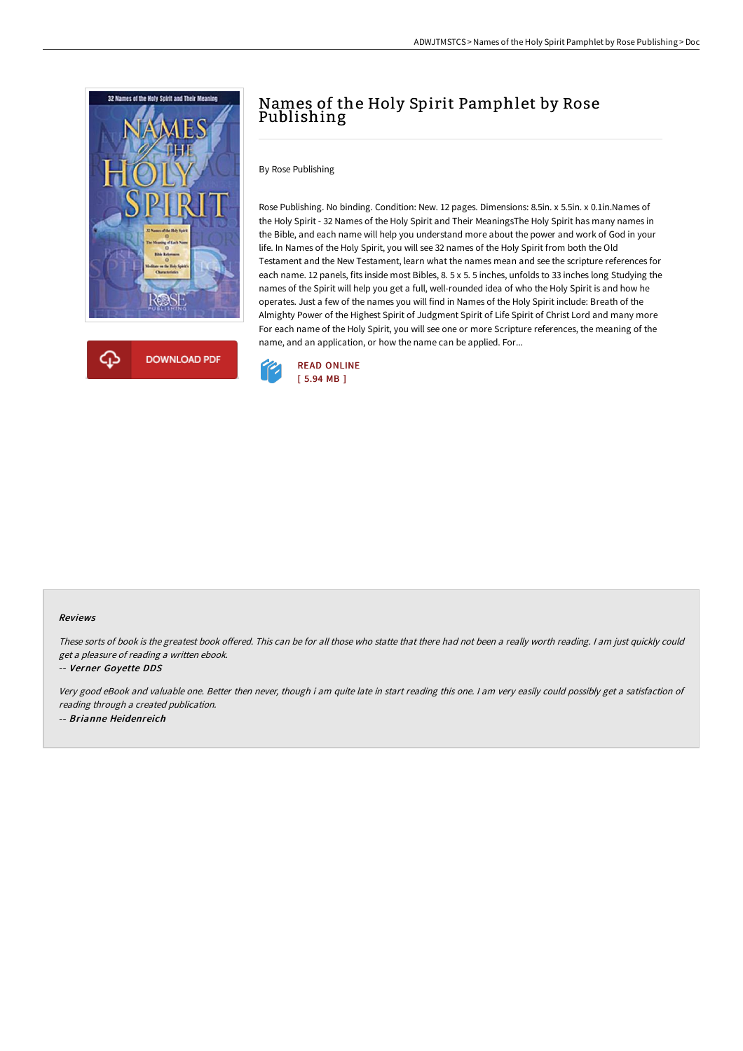# Names of the Holy Spirit Pamphlet by Rose Publishing

By Rose Publishing

Rose Publishing. No binding. Condition: New. 12 pages. Dimensions: 8.5in. x 5.5in. x 0.1in.Names of the Holy Spirit - 32 Names of the Holy Spirit and Their MeaningsThe Holy Spirit has many names in the Bible, and each name will help you understand more about the power and work of God in your life. In Names of the Holy Spirit, you will see 32 names of the Holy Spirit from both the Old Testament and the New Testament, learn what the names mean and see the scripture references for each name. 12 panels, fits inside most Bibles, 8. 5 x 5. 5 inches, unfolds to 33 inches long Studying the names of the Spirit will help you get a full, well-rounded idea of who the Holy Spirit is and how he operates. Just a few of the names you will find in Names of the Holy Spirit include: Breath of the Almighty Power of the Highest Spirit of Judgment Spirit of Life Spirit of Christ Lord and many more For each name of the Holy Spirit, you will see one or more Scripture references, the meaning of the name, and an application, or how the name can be applied. For...

DOWNLOAD PDF

READ ONLINE
[ 5.94 MB ]

#### Reviews

*These sorts of book is the greatest book offered. This can be for all those who statte that there had not been a really worth reading. I am just quickly could get a pleasure of reading a written ebook.*

-- ***Verner Goyette DDS***

*Very good eBook and valuable one. Better then never, though i am quite late in start reading this one. I am very easily could possibly get a satisfaction of reading through a created publication.*

-- ***Brianne Heidenreich***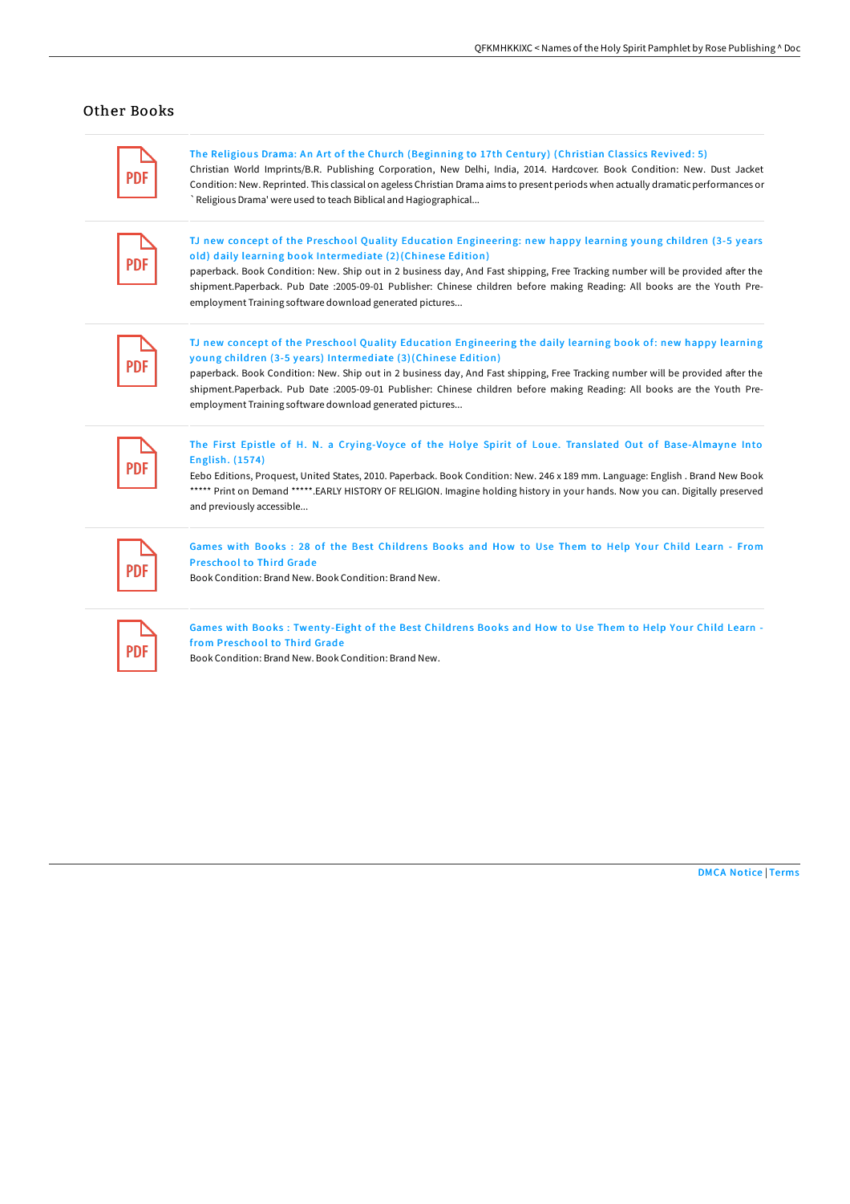## Other Books

PDF

**The Religious Drama: An Art of the Church (Beginning to 17th Century) (Christian Classics Revived: 5)**

Christian World Imprints/B.R. Publishing Corporation, New Delhi, India, 2014. Hardcover. Book Condition: New. Dust Jacket Condition: New. Reprinted. This classical on ageless Christian Drama aims to present periods when actually dramatic performances or `Religious Drama' were used to teach Biblical and Hagiographical...

PDF

**TJ new concept of the Preschool Quality Education Engineering: new happy learning young children (3-5 years old) daily learning book Intermediate (2)(Chinese Edition)**

paperback. Book Condition: New. Ship out in 2 business day, And Fast shipping, Free Tracking number will be provided after the shipment.Paperback. Pub Date :2005-09-01 Publisher: Chinese children before making Reading: All books are the Youth Pre-employment Training software download generated pictures...

PDF

**TJ new concept of the Preschool Quality Education Engineering the daily learning book of: new happy learning young children (3-5 years) Intermediate (3)(Chinese Edition)**

paperback. Book Condition: New. Ship out in 2 business day, And Fast shipping, Free Tracking number will be provided after the shipment.Paperback. Pub Date :2005-09-01 Publisher: Chinese children before making Reading: All books are the Youth Pre-employment Training software download generated pictures...

PDF

**The First Epistle of H. N. a Crying-Voyce of the Holye Spirit of Loue. Translated Out of Base-Almayne Into English. (1574)**

Eebo Editions, Proquest, United States, 2010. Paperback. Book Condition: New. 246 x 189 mm. Language: English . Brand New Book ***** Print on Demand *****.EARLY HISTORY OF RELIGION. Imagine holding history in your hands. Now you can. Digitally preserved and previously accessible...

PDF

**Games with Books : 28 of the Best Childrens Books and How to Use Them to Help Your Child Learn - From Preschool to Third Grade**

Book Condition: Brand New. Book Condition: Brand New.

PDF

**Games with Books : Twenty-Eight of the Best Childrens Books and How to Use Them to Help Your Child Learn - from Preschool to Third Grade**

Book Condition: Brand New. Book Condition: Brand New.